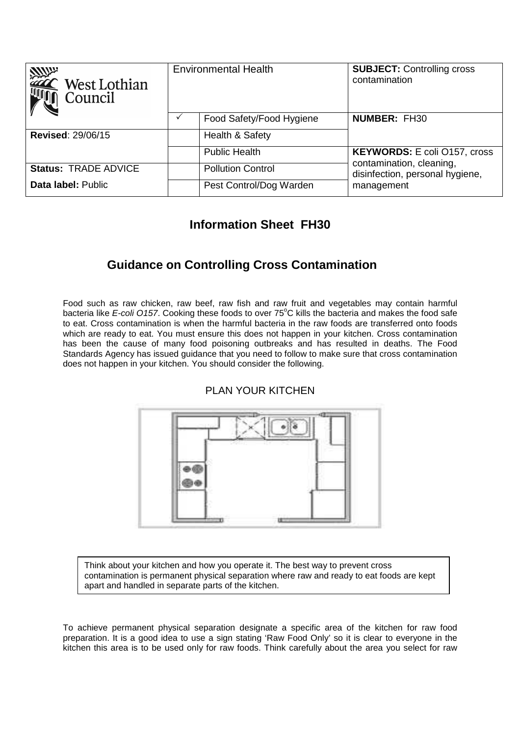| West Lothian Council | Environmental Health | | **SUBJECT:** Controlling cross contamination |
|---|---|---|---|
| | ✓ | Food Safety/Food Hygiene | **NUMBER:** FH30 |
| **Revised**: 29/06/15 | | Health & Safety | |
| | | Public Health | **KEYWORDS:** E coli O157, cross contamination, cleaning, disinfection, personal hygiene, management |
| **Status:** TRADE ADVICE | | Pollution Control | |
| **Data label:** Public | | Pest Control/Dog Warden | |

# Information Sheet FH30

## Guidance on Controlling Cross Contamination

Food such as raw chicken, raw beef, raw fish and raw fruit and vegetables may contain harmful bacteria like *E-coli O157*. Cooking these foods to over 75°C kills the bacteria and makes the food safe to eat. Cross contamination is when the harmful bacteria in the raw foods are transferred onto foods which are ready to eat. You must ensure this does not happen in your kitchen. Cross contamination has been the cause of many food poisoning outbreaks and has resulted in deaths. The Food Standards Agency has issued guidance that you need to follow to make sure that cross contamination does not happen in your kitchen. You should consider the following.

### PLAN YOUR KITCHEN

> Think about your kitchen and how you operate it. The best way to prevent cross contamination is permanent physical separation where raw and ready to eat foods are kept apart and handled in separate parts of the kitchen.

To achieve permanent physical separation designate a specific area of the kitchen for raw food preparation. It is a good idea to use a sign stating 'Raw Food Only' so it is clear to everyone in the kitchen this area is to be used only for raw foods. Think carefully about the area you select for raw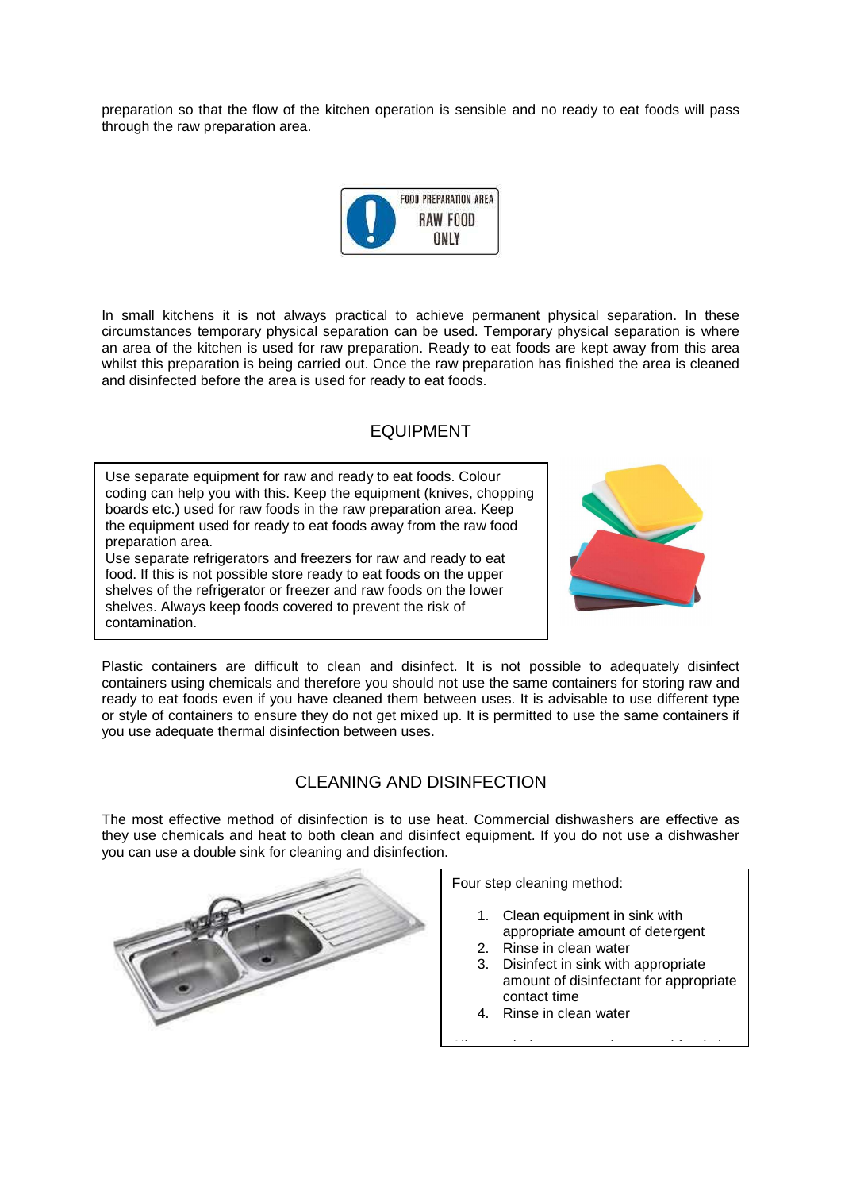preparation so that the flow of the kitchen operation is sensible and no ready to eat foods will pass through the raw preparation area.

FOOD PREPARATION AREA
RAW FOOD
ONLY

In small kitchens it is not always practical to achieve permanent physical separation. In these circumstances temporary physical separation can be used. Temporary physical separation is where an area of the kitchen is used for raw preparation. Ready to eat foods are kept away from this area whilst this preparation is being carried out. Once the raw preparation has finished the area is cleaned and disinfected before the area is used for ready to eat foods.

## EQUIPMENT

Use separate equipment for raw and ready to eat foods. Colour coding can help you with this. Keep the equipment (knives, chopping boards etc.) used for raw foods in the raw preparation area. Keep the equipment used for ready to eat foods away from the raw food preparation area.
Use separate refrigerators and freezers for raw and ready to eat food. If this is not possible store ready to eat foods on the upper shelves of the refrigerator or freezer and raw foods on the lower shelves. Always keep foods covered to prevent the risk of contamination.

Plastic containers are difficult to clean and disinfect. It is not possible to adequately disinfect containers using chemicals and therefore you should not use the same containers for storing raw and ready to eat foods even if you have cleaned them between uses. It is advisable to use different type or style of containers to ensure they do not get mixed up. It is permitted to use the same containers if you use adequate thermal disinfection between uses.

## CLEANING AND DISINFECTION

The most effective method of disinfection is to use heat. Commercial dishwashers are effective as they use chemicals and heat to both clean and disinfect equipment. If you do not use a dishwasher you can use a double sink for cleaning and disinfection.

Four step cleaning method:

1. Clean equipment in sink with appropriate amount of detergent
2. Rinse in clean water
3. Disinfect in sink with appropriate amount of disinfectant for appropriate contact time
4. Rinse in clean water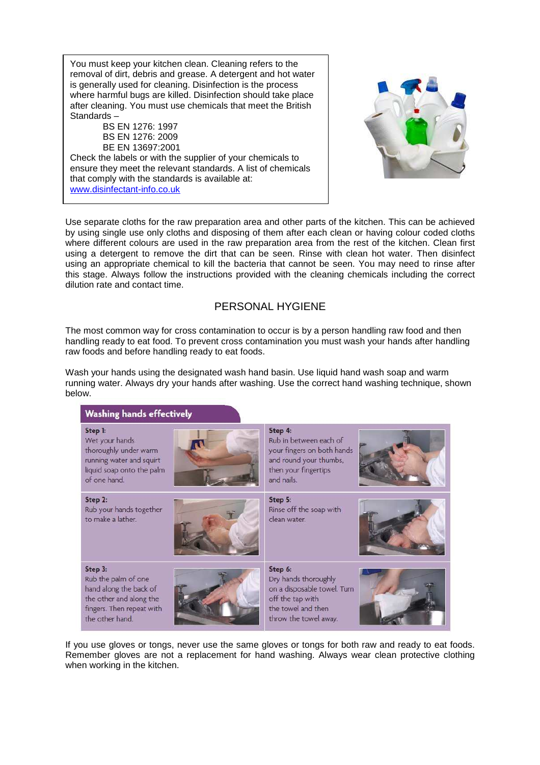You must keep your kitchen clean. Cleaning refers to the removal of dirt, debris and grease. A detergent and hot water is generally used for cleaning. Disinfection is the process where harmful bugs are killed. Disinfection should take place after cleaning. You must use chemicals that meet the British Standards –

BS EN 1276: 1997
BS EN 1276: 2009
BE EN 13697:2001

Check the labels or with the supplier of your chemicals to ensure they meet the relevant standards. A list of chemicals that comply with the standards is available at: [www.disinfectant-info.co.uk](http://www.disinfectant-info.co.uk)

Use separate cloths for the raw preparation area and other parts of the kitchen. This can be achieved by using single use only cloths and disposing of them after each clean or having colour coded cloths where different colours are used in the raw preparation area from the rest of the kitchen. Clean first using a detergent to remove the dirt that can be seen. Rinse with clean hot water. Then disinfect using an appropriate chemical to kill the bacteria that cannot be seen. You may need to rinse after this stage. Always follow the instructions provided with the cleaning chemicals including the correct dilution rate and contact time.

## PERSONAL HYGIENE

The most common way for cross contamination to occur is by a person handling raw food and then handling ready to eat food. To prevent cross contamination you must wash your hands after handling raw foods and before handling ready to eat foods.

Wash your hands using the designated wash hand basin. Use liquid hand wash soap and warm running water. Always dry your hands after washing. Use the correct hand washing technique, shown below.

### Washing hands effectively

**Step 1:** Wet your hands thoroughly under warm running water and squirt liquid soap onto the palm of one hand.

**Step 2:** Rub your hands together to make a lather.

**Step 3:** Rub the palm of one hand along the back of the other and along the fingers. Then repeat with the other hand.

**Step 4:** Rub in between each of your fingers on both hands and round your thumbs, then your fingertips and nails.

**Step 5:** Rinse off the soap with clean water.

**Step 6:** Dry hands thoroughly on a disposable towel. Turn off the tap with the towel and then throw the towel away.

If you use gloves or tongs, never use the same gloves or tongs for both raw and ready to eat foods. Remember gloves are not a replacement for hand washing. Always wear clean protective clothing when working in the kitchen.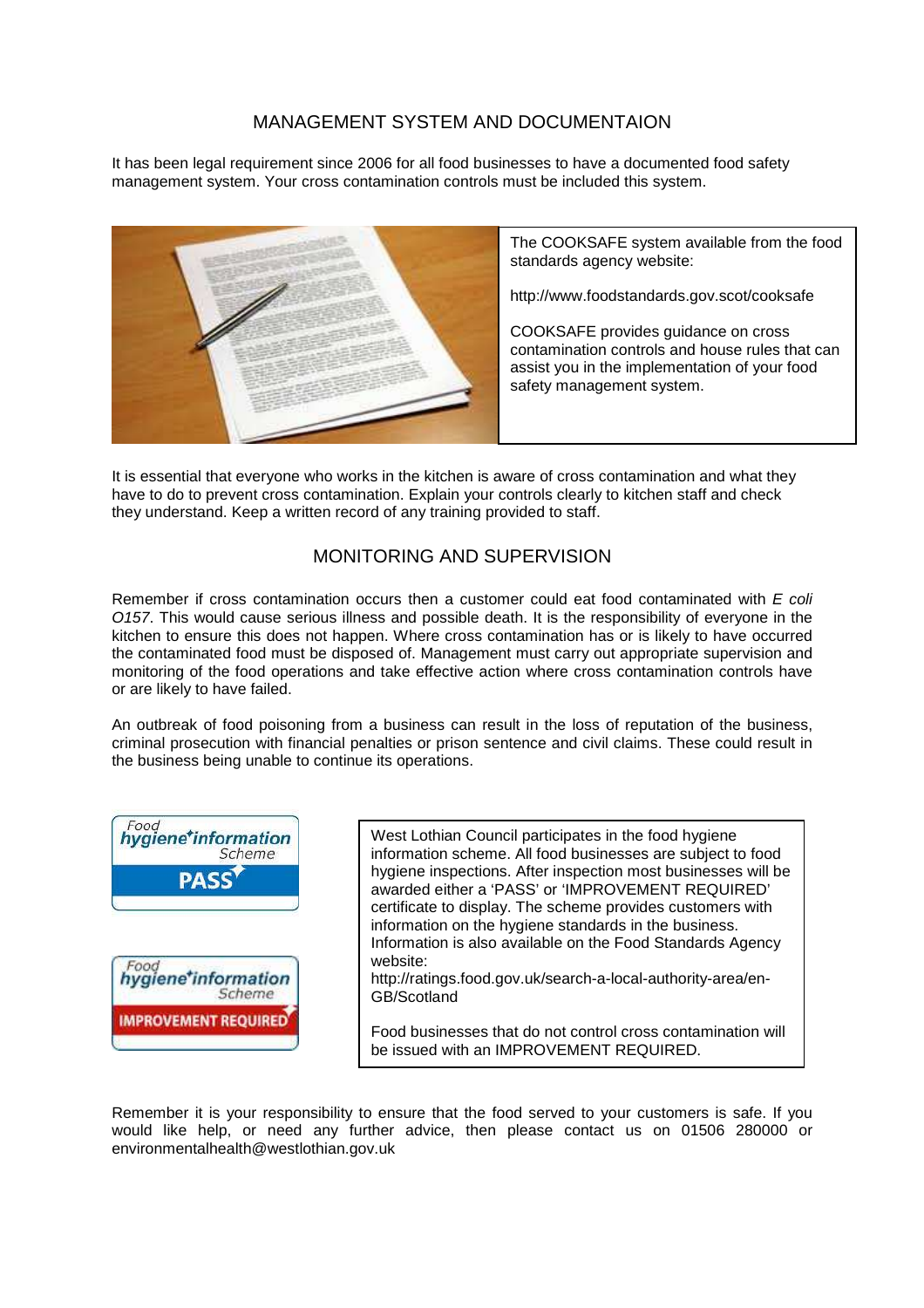## MANAGEMENT SYSTEM AND DOCUMENTAION

It has been legal requirement since 2006 for all food businesses to have a documented food safety management system. Your cross contamination controls must be included this system.

The COOKSAFE system available from the food standards agency website:

http://www.foodstandards.gov.scot/cooksafe

COOKSAFE provides guidance on cross contamination controls and house rules that can assist you in the implementation of your food safety management system.

It is essential that everyone who works in the kitchen is aware of cross contamination and what they have to do to prevent cross contamination. Explain your controls clearly to kitchen staff and check they understand. Keep a written record of any training provided to staff.

## MONITORING AND SUPERVISION

Remember if cross contamination occurs then a customer could eat food contaminated with *E coli O157*. This would cause serious illness and possible death. It is the responsibility of everyone in the kitchen to ensure this does not happen. Where cross contamination has or is likely to have occurred the contaminated food must be disposed of. Management must carry out appropriate supervision and monitoring of the food operations and take effective action where cross contamination controls have or are likely to have failed.

An outbreak of food poisoning from a business can result in the loss of reputation of the business, criminal prosecution with financial penalties or prison sentence and civil claims. These could result in the business being unable to continue its operations.

Food hygiene information Scheme PASS

Food hygiene information Scheme IMPROVEMENT REQUIRED

West Lothian Council participates in the food hygiene information scheme. All food businesses are subject to food hygiene inspections. After inspection most businesses will be awarded either a 'PASS' or 'IMPROVEMENT REQUIRED' certificate to display. The scheme provides customers with information on the hygiene standards in the business. Information is also available on the Food Standards Agency website:
http://ratings.food.gov.uk/search-a-local-authority-area/en-GB/Scotland

Food businesses that do not control cross contamination will be issued with an IMPROVEMENT REQUIRED.

Remember it is your responsibility to ensure that the food served to your customers is safe. If you would like help, or need any further advice, then please contact us on 01506 280000 or environmentalhealth@westlothian.gov.uk